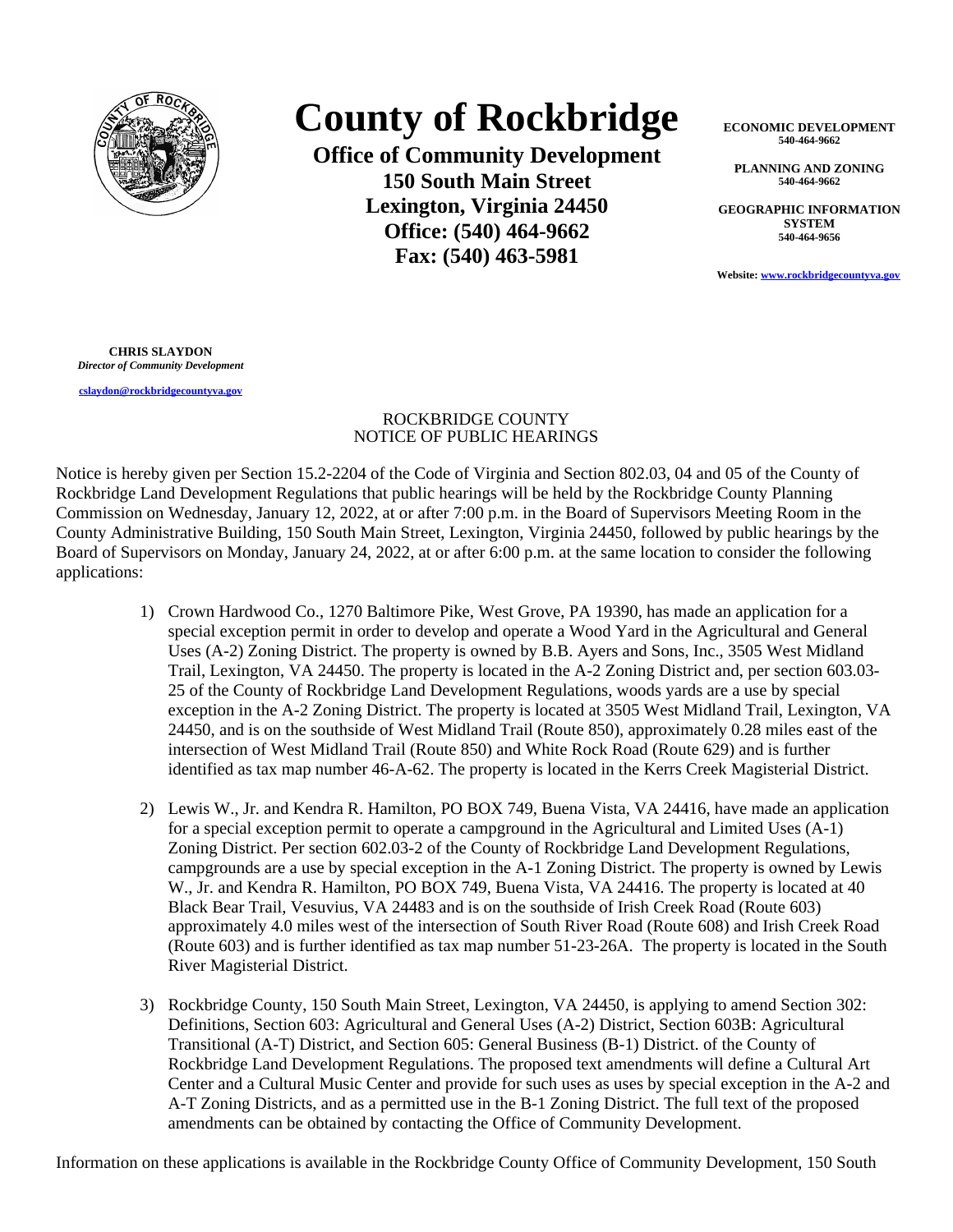# County of Rockbridge

**Office of Community Development**
**150 South Main Street**
**Lexington, Virginia 24450**
**Office: (540) 464-9662**
**Fax: (540) 463-5981**

**ECONOMIC DEVELOPMENT**
**540-464-9662**

**PLANNING AND ZONING**
**540-464-9662**

**GEOGRAPHIC INFORMATION SYSTEM**
**540-464-9656**

**Website: www.rockbridgecountyva.gov**

**CHRIS SLAYDON**
***Director of Community Development***

**cslaydon@rockbridgecountyva.gov**

ROCKBRIDGE COUNTY
NOTICE OF PUBLIC HEARINGS

Notice is hereby given per Section 15.2-2204 of the Code of Virginia and Section 802.03, 04 and 05 of the County of Rockbridge Land Development Regulations that public hearings will be held by the Rockbridge County Planning Commission on Wednesday, January 12, 2022, at or after 7:00 p.m. in the Board of Supervisors Meeting Room in the County Administrative Building, 150 South Main Street, Lexington, Virginia 24450, followed by public hearings by the Board of Supervisors on Monday, January 24, 2022, at or after 6:00 p.m. at the same location to consider the following applications:

1) Crown Hardwood Co., 1270 Baltimore Pike, West Grove, PA 19390, has made an application for a special exception permit in order to develop and operate a Wood Yard in the Agricultural and General Uses (A-2) Zoning District. The property is owned by B.B. Ayers and Sons, Inc., 3505 West Midland Trail, Lexington, VA 24450. The property is located in the A-2 Zoning District and, per section 603.03-25 of the County of Rockbridge Land Development Regulations, woods yards are a use by special exception in the A-2 Zoning District. The property is located at 3505 West Midland Trail, Lexington, VA 24450, and is on the southside of West Midland Trail (Route 850), approximately 0.28 miles east of the intersection of West Midland Trail (Route 850) and White Rock Road (Route 629) and is further identified as tax map number 46-A-62. The property is located in the Kerrs Creek Magisterial District.

2) Lewis W., Jr. and Kendra R. Hamilton, PO BOX 749, Buena Vista, VA 24416, have made an application for a special exception permit to operate a campground in the Agricultural and Limited Uses (A-1) Zoning District. Per section 602.03-2 of the County of Rockbridge Land Development Regulations, campgrounds are a use by special exception in the A-1 Zoning District. The property is owned by Lewis W., Jr. and Kendra R. Hamilton, PO BOX 749, Buena Vista, VA 24416. The property is located at 40 Black Bear Trail, Vesuvius, VA 24483 and is on the southside of Irish Creek Road (Route 603) approximately 4.0 miles west of the intersection of South River Road (Route 608) and Irish Creek Road (Route 603) and is further identified as tax map number 51-23-26A. The property is located in the South River Magisterial District.

3) Rockbridge County, 150 South Main Street, Lexington, VA 24450, is applying to amend Section 302: Definitions, Section 603: Agricultural and General Uses (A-2) District, Section 603B: Agricultural Transitional (A-T) District, and Section 605: General Business (B-1) District. of the County of Rockbridge Land Development Regulations. The proposed text amendments will define a Cultural Art Center and a Cultural Music Center and provide for such uses as uses by special exception in the A-2 and A-T Zoning Districts, and as a permitted use in the B-1 Zoning District. The full text of the proposed amendments can be obtained by contacting the Office of Community Development.

Information on these applications is available in the Rockbridge County Office of Community Development, 150 South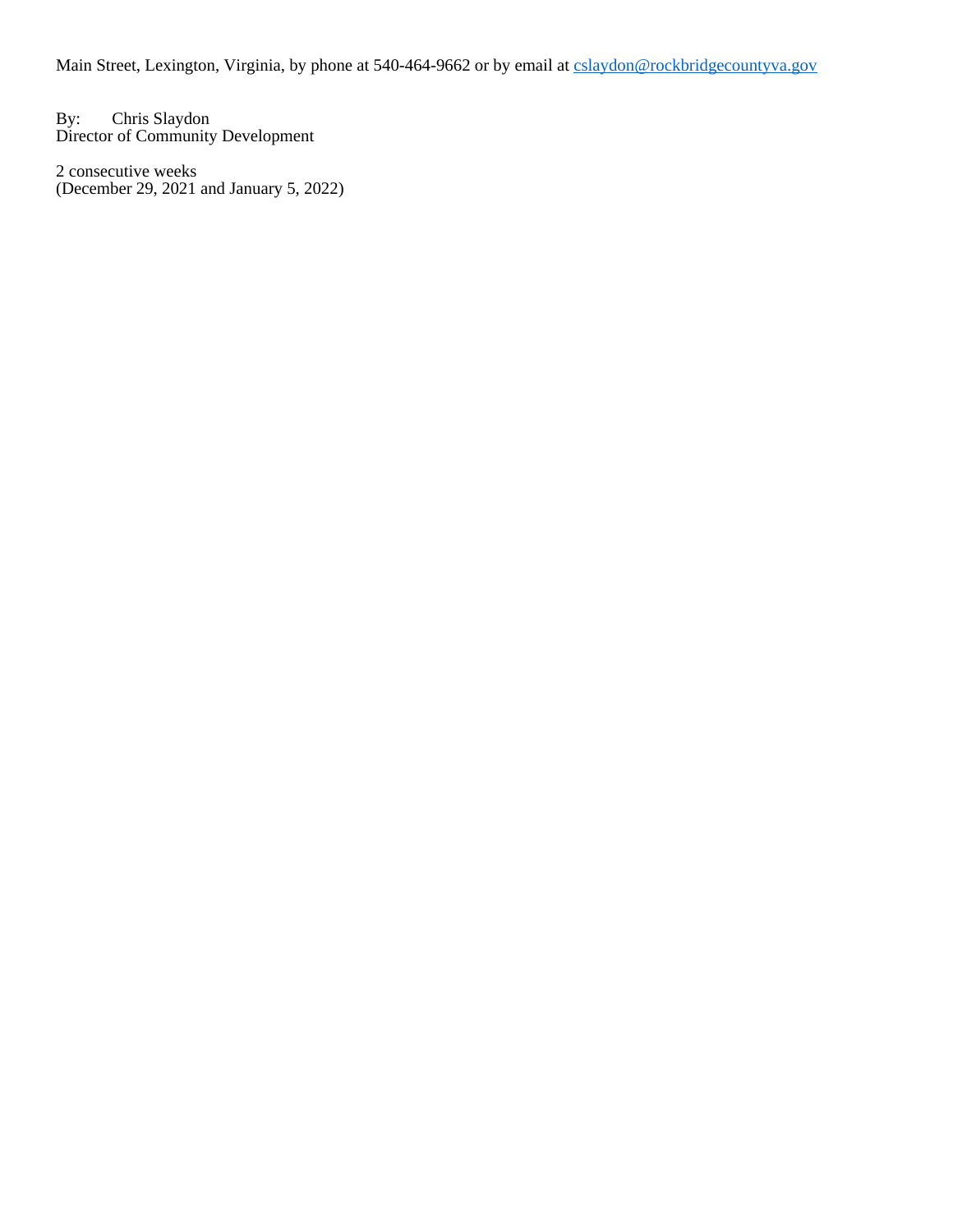Main Street, Lexington, Virginia, by phone at 540-464-9662 or by email at [cslaydon@rockbridgecountyva.gov](mailto:cslaydon@rockbridgecountyva.gov)

By: Chris Slaydon
Director of Community Development

2 consecutive weeks
(December 29, 2021 and January 5, 2022)